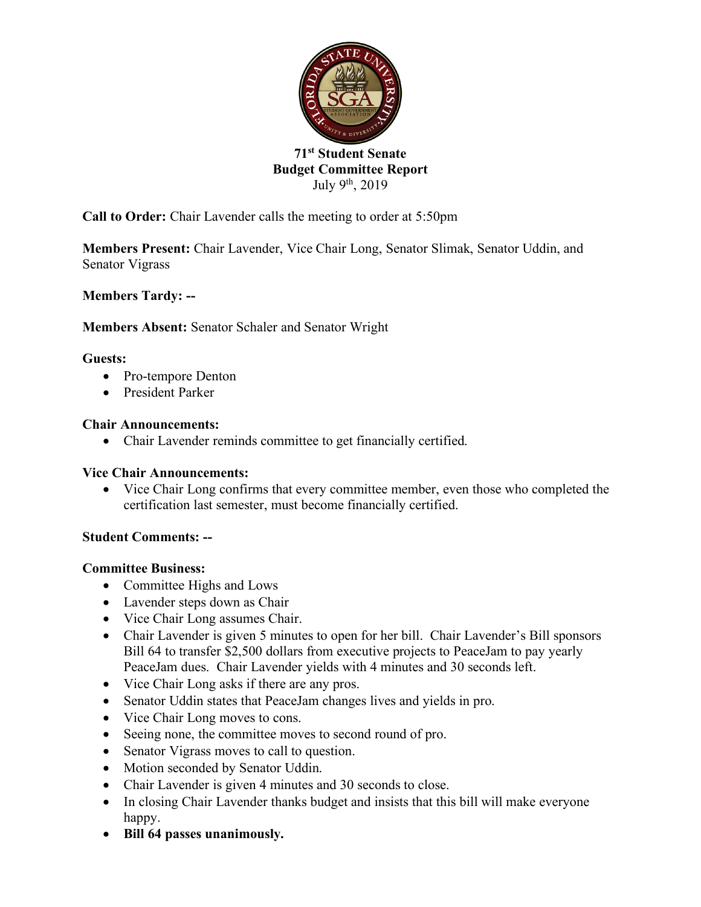# 71st Student Senate
## Budget Committee Report
July 9th, 2019

**Call to Order:** Chair Lavender calls the meeting to order at 5:50pm

**Members Present:** Chair Lavender, Vice Chair Long, Senator Slimak, Senator Uddin, and Senator Vigrass

**Members Tardy: --**

**Members Absent:** Senator Schaler and Senator Wright

**Guests:**

- Pro-tempore Denton
- President Parker

**Chair Announcements:**

- Chair Lavender reminds committee to get financially certified.

**Vice Chair Announcements:**

- Vice Chair Long confirms that every committee member, even those who completed the certification last semester, must become financially certified.

**Student Comments: --**

**Committee Business:**

- Committee Highs and Lows
- Lavender steps down as Chair
- Vice Chair Long assumes Chair.
- Chair Lavender is given 5 minutes to open for her bill. Chair Lavender's Bill sponsors Bill 64 to transfer $2,500 dollars from executive projects to PeaceJam to pay yearly PeaceJam dues. Chair Lavender yields with 4 minutes and 30 seconds left.
- Vice Chair Long asks if there are any pros.
- Senator Uddin states that PeaceJam changes lives and yields in pro.
- Vice Chair Long moves to cons.
- Seeing none, the committee moves to second round of pro.
- Senator Vigrass moves to call to question.
- Motion seconded by Senator Uddin.
- Chair Lavender is given 4 minutes and 30 seconds to close.
- In closing Chair Lavender thanks budget and insists that this bill will make everyone happy.
- **Bill 64 passes unanimously.**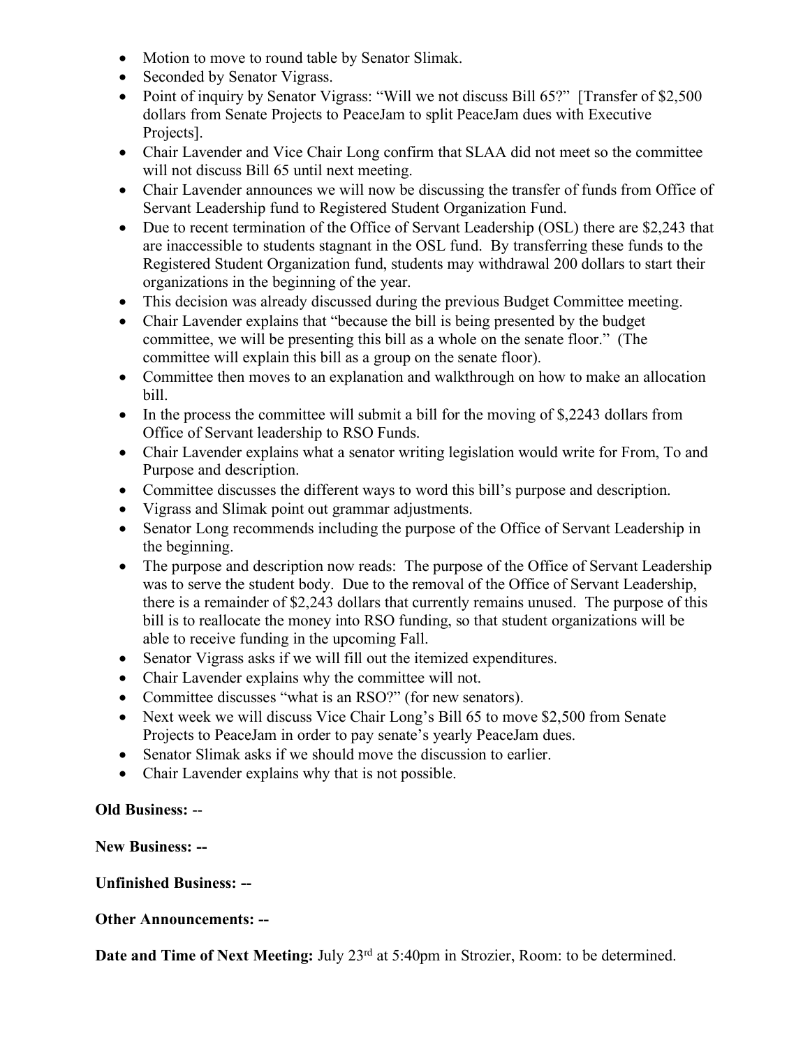- Motion to move to round table by Senator Slimak.
- Seconded by Senator Vigrass.
- Point of inquiry by Senator Vigrass: "Will we not discuss Bill 65?" [Transfer of $2,500 dollars from Senate Projects to PeaceJam to split PeaceJam dues with Executive Projects].
- Chair Lavender and Vice Chair Long confirm that SLAA did not meet so the committee will not discuss Bill 65 until next meeting.
- Chair Lavender announces we will now be discussing the transfer of funds from Office of Servant Leadership fund to Registered Student Organization Fund.
- Due to recent termination of the Office of Servant Leadership (OSL) there are $2,243 that are inaccessible to students stagnant in the OSL fund. By transferring these funds to the Registered Student Organization fund, students may withdrawal 200 dollars to start their organizations in the beginning of the year.
- This decision was already discussed during the previous Budget Committee meeting.
- Chair Lavender explains that "because the bill is being presented by the budget committee, we will be presenting this bill as a whole on the senate floor." (The committee will explain this bill as a group on the senate floor).
- Committee then moves to an explanation and walkthrough on how to make an allocation bill.
- In the process the committee will submit a bill for the moving of $,2243 dollars from Office of Servant leadership to RSO Funds.
- Chair Lavender explains what a senator writing legislation would write for From, To and Purpose and description.
- Committee discusses the different ways to word this bill's purpose and description.
- Vigrass and Slimak point out grammar adjustments.
- Senator Long recommends including the purpose of the Office of Servant Leadership in the beginning.
- The purpose and description now reads: The purpose of the Office of Servant Leadership was to serve the student body. Due to the removal of the Office of Servant Leadership, there is a remainder of $2,243 dollars that currently remains unused. The purpose of this bill is to reallocate the money into RSO funding, so that student organizations will be able to receive funding in the upcoming Fall.
- Senator Vigrass asks if we will fill out the itemized expenditures.
- Chair Lavender explains why the committee will not.
- Committee discusses "what is an RSO?" (for new senators).
- Next week we will discuss Vice Chair Long's Bill 65 to move $2,500 from Senate Projects to PeaceJam in order to pay senate's yearly PeaceJam dues.
- Senator Slimak asks if we should move the discussion to earlier.
- Chair Lavender explains why that is not possible.

**Old Business:** --

**New Business: --**

**Unfinished Business: --**

**Other Announcements: --**

**Date and Time of Next Meeting:** July 23rd at 5:40pm in Strozier, Room: to be determined.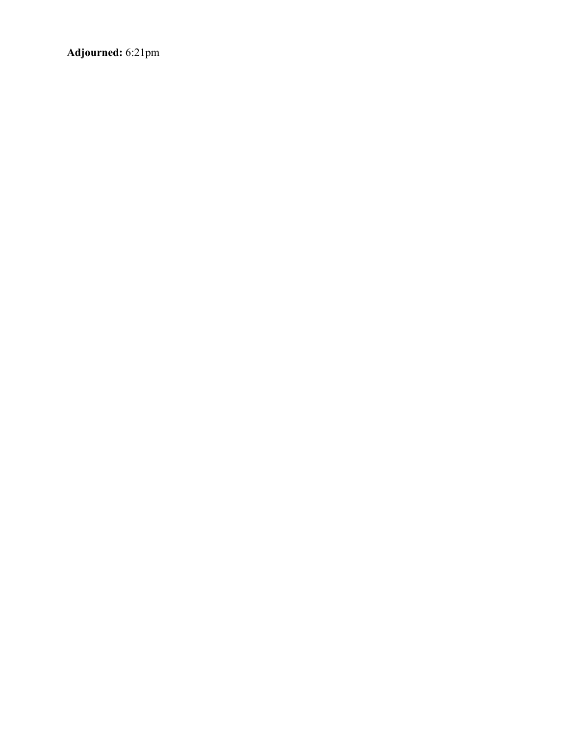**Adjourned:** 6:21pm